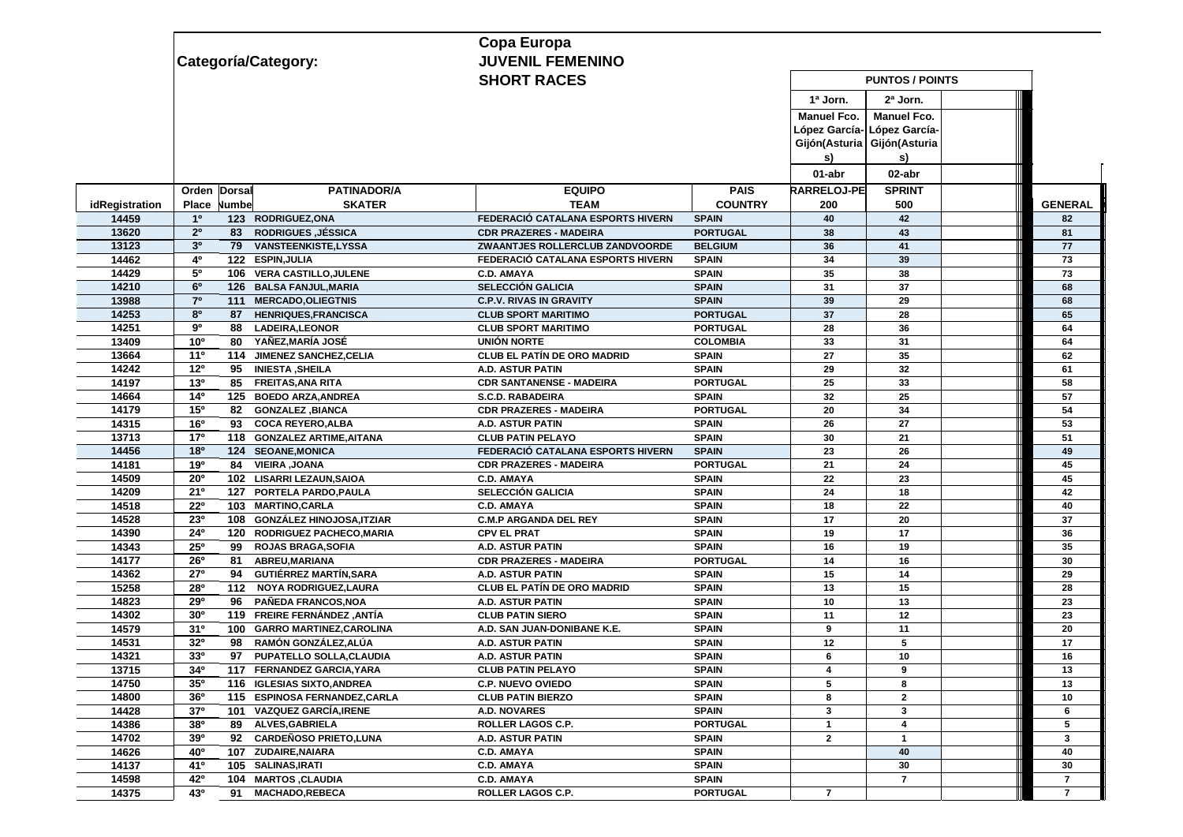**Copa Europa**

**Categoría/Category:** **JUVENIL FEMENINO**

**SHORT RACES**

| | | | | | | PUNTOS / POINTS | | | |
|---|---|---|---|---|---|---|---|---|---|
| | | | | | | 1ª Jorn. | 2ª Jorn. | | |
| | | | | | | Manuel Fco. López García-Gijón(Asturias) | Manuel Fco. López García-Gijón(Asturias) | | |
| | | | | | | 01-abr | 02-abr | | |
| idRegistration | Orden Place | Dorsal Number | PATINADOR/A SKATER | EQUIPO TEAM | PAIS COUNTRY | CARRELOJ-PE 200 | SPRINT 500 | | GENERAL |
| 14459 | 1º | 123 | RODRIGUEZ,ONA | FEDERACIÓ CATALANA ESPORTS HIVERN | SPAIN | 40 | 42 | | 82 |
| 13620 | 2º | 83 | RODRIGUES ,JÉSSICA | CDR PRAZERES - MADEIRA | PORTUGAL | 38 | 43 | | 81 |
| 13123 | 3º | 79 | VANSTEENKISTE,LYSSA | ZWAANTJES ROLLERCLUB ZANDVOORDE | BELGIUM | 36 | 41 | | 77 |
| 14462 | 4º | 122 | ESPIN,JULIA | FEDERACIÓ CATALANA ESPORTS HIVERN | SPAIN | 34 | 39 | | 73 |
| 14429 | 5º | 106 | VERA CASTILLO,JULENE | C.D. AMAYA | SPAIN | 35 | 38 | | 73 |
| 14210 | 6º | 126 | BALSA FANJUL,MARIA | SELECCIÓN GALICIA | SPAIN | 31 | 37 | | 68 |
| 13988 | 7º | 111 | MERCADO,OLIEGTNIS | C.P.V. RIVAS IN GRAVITY | SPAIN | 39 | 29 | | 68 |
| 14253 | 8º | 87 | HENRIQUES,FRANCISCA | CLUB SPORT MARITIMO | PORTUGAL | 37 | 28 | | 65 |
| 14251 | 9º | 88 | LADEIRA,LEONOR | CLUB SPORT MARITIMO | PORTUGAL | 28 | 36 | | 64 |
| 13409 | 10º | 80 | YAÑEZ,MARÍA JOSÉ | UNIÓN NORTE | COLOMBIA | 33 | 31 | | 64 |
| 13664 | 11º | 114 | JIMENEZ SANCHEZ,CELIA | CLUB EL PATÍN DE ORO MADRID | SPAIN | 27 | 35 | | 62 |
| 14242 | 12º | 95 | INIESTA ,SHEILA | A.D. ASTUR PATIN | SPAIN | 29 | 32 | | 61 |
| 14197 | 13º | 85 | FREITAS,ANA RITA | CDR SANTANENSE - MADEIRA | PORTUGAL | 25 | 33 | | 58 |
| 14664 | 14º | 125 | BOEDO ARZA,ANDREA | S.C.D. RABADEIRA | SPAIN | 32 | 25 | | 57 |
| 14179 | 15º | 82 | GONZALEZ ,BIANCA | CDR PRAZERES - MADEIRA | PORTUGAL | 20 | 34 | | 54 |
| 14315 | 16º | 93 | COCA REYERO,ALBA | A.D. ASTUR PATIN | SPAIN | 26 | 27 | | 53 |
| 13713 | 17º | 118 | GONZALEZ ARTIME,AITANA | CLUB PATIN PELAYO | SPAIN | 30 | 21 | | 51 |
| 14456 | 18º | 124 | SEOANE,MONICA | FEDERACIÓ CATALANA ESPORTS HIVERN | SPAIN | 23 | 26 | | 49 |
| 14181 | 19º | 84 | VIEIRA ,JOANA | CDR PRAZERES - MADEIRA | PORTUGAL | 21 | 24 | | 45 |
| 14509 | 20º | 102 | LISARRI LEZAUN,SAIOA | C.D. AMAYA | SPAIN | 22 | 23 | | 45 |
| 14209 | 21º | 127 | PORTELA PARDO,PAULA | SELECCIÓN GALICIA | SPAIN | 24 | 18 | | 42 |
| 14518 | 22º | 103 | MARTINO,CARLA | C.D. AMAYA | SPAIN | 18 | 22 | | 40 |
| 14528 | 23º | 108 | GONZÁLEZ HINOJOSA,ITZIAR | C.M.P ARGANDA DEL REY | SPAIN | 17 | 20 | | 37 |
| 14390 | 24º | 120 | RODRIGUEZ PACHECO,MARIA | CPV EL PRAT | SPAIN | 19 | 17 | | 36 |
| 14343 | 25º | 99 | ROJAS BRAGA,SOFIA | A.D. ASTUR PATIN | SPAIN | 16 | 19 | | 35 |
| 14177 | 26º | 81 | ABREU,MARIANA | CDR PRAZERES - MADEIRA | PORTUGAL | 14 | 16 | | 30 |
| 14362 | 27º | 94 | GUTIÉRREZ MARTÍN,SARA | A.D. ASTUR PATIN | SPAIN | 15 | 14 | | 29 |
| 15258 | 28º | 112 | NOYA RODRIGUEZ,LAURA | CLUB EL PATÍN DE ORO MADRID | SPAIN | 13 | 15 | | 28 |
| 14823 | 29º | 96 | PAÑEDA FRANCOS,NOA | A.D. ASTUR PATIN | SPAIN | 10 | 13 | | 23 |
| 14302 | 30º | 119 | FREIRE FERNÁNDEZ ,ANTÍA | CLUB PATIN SIERO | SPAIN | 11 | 12 | | 23 |
| 14579 | 31º | 100 | GARRO MARTINEZ,CAROLINA | A.D. SAN JUAN-DONIBANE K.E. | SPAIN | 9 | 11 | | 20 |
| 14531 | 32º | 98 | RAMÓN GONZÁLEZ,ALÚA | A.D. ASTUR PATIN | SPAIN | 12 | 5 | | 17 |
| 14321 | 33º | 97 | PUPATELLO SOLLA,CLAUDIA | A.D. ASTUR PATIN | SPAIN | 6 | 10 | | 16 |
| 13715 | 34º | 117 | FERNANDEZ GARCIA,YARA | CLUB PATIN PELAYO | SPAIN | 4 | 9 | | 13 |
| 14750 | 35º | 116 | IGLESIAS SIXTO,ANDREA | C.P. NUEVO OVIEDO | SPAIN | 5 | 8 | | 13 |
| 14800 | 36º | 115 | ESPINOSA FERNANDEZ,CARLA | CLUB PATIN BIERZO | SPAIN | 8 | 2 | | 10 |
| 14428 | 37º | 101 | VAZQUEZ GARCÍA,IRENE | A.D. NOVARES | SPAIN | 3 | 3 | | 6 |
| 14386 | 38º | 89 | ALVES,GABRIELA | ROLLER LAGOS C.P. | PORTUGAL | 1 | 4 | | 5 |
| 14702 | 39º | 92 | CARDEÑOSO PRIETO,LUNA | A.D. ASTUR PATIN | SPAIN | 2 | 1 | | 3 |
| 14626 | 40º | 107 | ZUDAIRE,NAIARA | C.D. AMAYA | SPAIN | | 40 | | 40 |
| 14137 | 41º | 105 | SALINAS,IRATI | C.D. AMAYA | SPAIN | | 30 | | 30 |
| 14598 | 42º | 104 | MARTOS ,CLAUDIA | C.D. AMAYA | SPAIN | | 7 | | 7 |
| 14375 | 43º | 91 | MACHADO,REBECA | ROLLER LAGOS C.P. | PORTUGAL | 7 | | | 7 |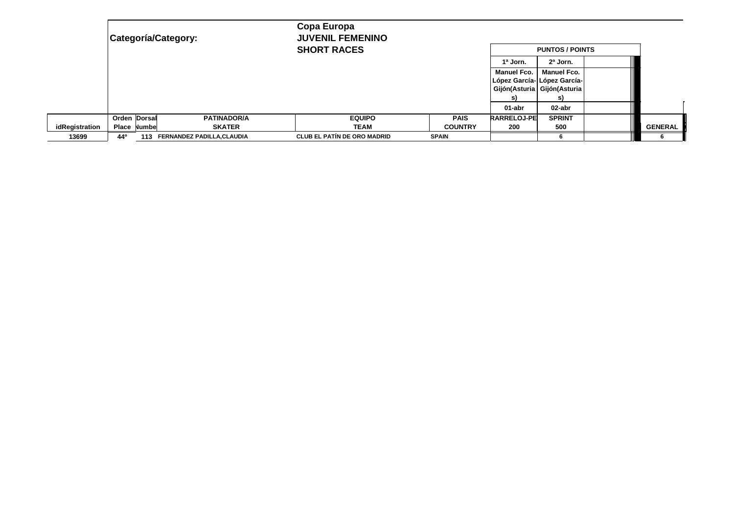**Categoría/Category:**

**Copa Europa**
**JUVENIL FEMENINO**
**SHORT RACES**

| idRegistration | Orden Place | Dorsal Numbe | PATINADOR/A SKATER | EQUIPO TEAM | PAIS COUNTRY | PUNTOS / POINTS 1ª Jorn. Manuel Fco. López García-Gijón(Asturias) 01-abr RARRELOJ-PE 200 | 2ª Jorn. Manuel Fco. López García-Gijón(Asturias) 02-abr SPRINT 500 | | GENERAL |
|---|---|---|---|---|---|---|---|---|---|
| 13699 | 44º | 113 | FERNANDEZ PADILLA,CLAUDIA | CLUB EL PATÍN DE ORO MADRID | SPAIN | | 6 | | 6 |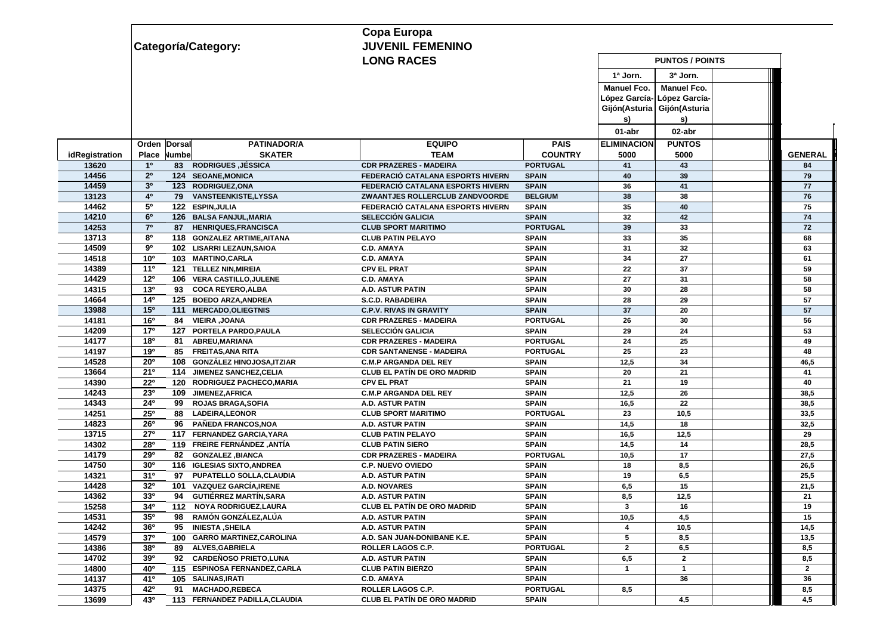**Categoría/Category:**

**Copa Europa**
**JUVENIL FEMENINO**
**LONG RACES**

| idRegistration | Orden Place | Dorsal Number | PATINADOR/A SKATER | EQUIPO TEAM | PAIS COUNTRY | PUNTOS / POINTS 1ª Jorn. Manuel Fco. López García-Gijón(Asturias) 01-abr ELIMINACION 5000 | 3ª Jorn. Manuel Fco. López García-Gijón(Asturias) 02-abr PUNTOS 5000 | | GENERAL |
|---|---|---|---|---|---|---|---|---|---|
| 13620 | 1º | 83 | RODRIGUES ,JÉSSICA | CDR PRAZERES - MADEIRA | PORTUGAL | 41 | 43 | | 84 |
| 14456 | 2º | 124 | SEOANE,MONICA | FEDERACIÓ CATALANA ESPORTS HIVERN | SPAIN | 40 | 39 | | 79 |
| 14459 | 3º | 123 | RODRIGUEZ,ONA | FEDERACIÓ CATALANA ESPORTS HIVERN | SPAIN | 36 | 41 | | 77 |
| 13123 | 4º | 79 | VANSTEENKISTE,LYSSA | ZWAANTJES ROLLERCLUB ZANDVOORDE | BELGIUM | 38 | 38 | | 76 |
| 14462 | 5º | 122 | ESPIN,JULIA | FEDERACIÓ CATALANA ESPORTS HIVERN | SPAIN | 35 | 40 | | 75 |
| 14210 | 6º | 126 | BALSA FANJUL,MARIA | SELECCIÓN GALICIA | SPAIN | 32 | 42 | | 74 |
| 14253 | 7º | 87 | HENRIQUES,FRANCISCA | CLUB SPORT MARITIMO | PORTUGAL | 39 | 33 | | 72 |
| 13713 | 8º | 118 | GONZALEZ ARTIME,AITANA | CLUB PATIN PELAYO | SPAIN | 33 | 35 | | 68 |
| 14509 | 9º | 102 | LISARRI LEZAUN,SAIOA | C.D. AMAYA | SPAIN | 31 | 32 | | 63 |
| 14518 | 10º | 103 | MARTINO,CARLA | C.D. AMAYA | SPAIN | 34 | 27 | | 61 |
| 14389 | 11º | 121 | TELLEZ NIN,MIREIA | CPV EL PRAT | SPAIN | 22 | 37 | | 59 |
| 14429 | 12º | 106 | VERA CASTILLO,JULENE | C.D. AMAYA | SPAIN | 27 | 31 | | 58 |
| 14315 | 13º | 93 | COCA REYERO,ALBA | A.D. ASTUR PATIN | SPAIN | 30 | 28 | | 58 |
| 14664 | 14º | 125 | BOEDO ARZA,ANDREA | S.C.D. RABADEIRA | SPAIN | 28 | 29 | | 57 |
| 13988 | 15º | 111 | MERCADO,OLIEGTNIS | C.P.V. RIVAS IN GRAVITY | SPAIN | 37 | 20 | | 57 |
| 14181 | 16º | 84 | VIEIRA ,JOANA | CDR PRAZERES - MADEIRA | PORTUGAL | 26 | 30 | | 56 |
| 14209 | 17º | 127 | PORTELA PARDO,PAULA | SELECCIÓN GALICIA | SPAIN | 29 | 24 | | 53 |
| 14177 | 18º | 81 | ABREU,MARIANA | CDR PRAZERES - MADEIRA | PORTUGAL | 24 | 25 | | 49 |
| 14197 | 19º | 85 | FREITAS,ANA RITA | CDR SANTANENSE - MADEIRA | PORTUGAL | 25 | 23 | | 48 |
| 14528 | 20º | 108 | GONZÁLEZ HINOJOSA,ITZIAR | C.M.P ARGANDA DEL REY | SPAIN | 12,5 | 34 | | 46,5 |
| 13664 | 21º | 114 | JIMENEZ SANCHEZ,CELIA | CLUB EL PATÍN DE ORO MADRID | SPAIN | 20 | 21 | | 41 |
| 14390 | 22º | 120 | RODRIGUEZ PACHECO,MARIA | CPV EL PRAT | SPAIN | 21 | 19 | | 40 |
| 14243 | 23º | 109 | JIMENEZ,AFRICA | C.M.P ARGANDA DEL REY | SPAIN | 12,5 | 26 | | 38,5 |
| 14343 | 24º | 99 | ROJAS BRAGA,SOFIA | A.D. ASTUR PATIN | SPAIN | 16,5 | 22 | | 38,5 |
| 14251 | 25º | 88 | LADEIRA,LEONOR | CLUB SPORT MARITIMO | PORTUGAL | 23 | 10,5 | | 33,5 |
| 14823 | 26º | 96 | PAÑEDA FRANCOS,NOA | A.D. ASTUR PATIN | SPAIN | 14,5 | 18 | | 32,5 |
| 13715 | 27º | 117 | FERNANDEZ GARCIA,YARA | CLUB PATIN PELAYO | SPAIN | 16,5 | 12,5 | | 29 |
| 14302 | 28º | 119 | FREIRE FERNÁNDEZ ,ANTÍA | CLUB PATIN SIERO | SPAIN | 14,5 | 14 | | 28,5 |
| 14179 | 29º | 82 | GONZALEZ ,BIANCA | CDR PRAZERES - MADEIRA | PORTUGAL | 10,5 | 17 | | 27,5 |
| 14750 | 30º | 116 | IGLESIAS SIXTO,ANDREA | C.P. NUEVO OVIEDO | SPAIN | 18 | 8,5 | | 26,5 |
| 14321 | 31º | 97 | PUPATELLO SOLLA,CLAUDIA | A.D. ASTUR PATIN | SPAIN | 19 | 6,5 | | 25,5 |
| 14428 | 32º | 101 | VAZQUEZ GARCÍA,IRENE | A.D. NOVARES | SPAIN | 6,5 | 15 | | 21,5 |
| 14362 | 33º | 94 | GUTIÉRREZ MARTÍN,SARA | A.D. ASTUR PATIN | SPAIN | 8,5 | 12,5 | | 21 |
| 15258 | 34º | 112 | NOYA RODRIGUEZ,LAURA | CLUB EL PATÍN DE ORO MADRID | SPAIN | 3 | 16 | | 19 |
| 14531 | 35º | 98 | RAMÓN GONZÁLEZ,ALÚA | A.D. ASTUR PATIN | SPAIN | 10,5 | 4,5 | | 15 |
| 14242 | 36º | 95 | INIESTA ,SHEILA | A.D. ASTUR PATIN | SPAIN | 4 | 10,5 | | 14,5 |
| 14579 | 37º | 100 | GARRO MARTINEZ,CAROLINA | A.D. SAN JUAN-DONIBANE K.E. | SPAIN | 5 | 8,5 | | 13,5 |
| 14386 | 38º | 89 | ALVES,GABRIELA | ROLLER LAGOS C.P. | PORTUGAL | 2 | 6,5 | | 8,5 |
| 14702 | 39º | 92 | CARDEÑOSO PRIETO,LUNA | A.D. ASTUR PATIN | SPAIN | 6,5 | 2 | | 8,5 |
| 14800 | 40º | 115 | ESPINOSA FERNANDEZ,CARLA | CLUB PATIN BIERZO | SPAIN | 1 | 1 | | 2 |
| 14137 | 41º | 105 | SALINAS,IRATI | C.D. AMAYA | SPAIN | | 36 | | 36 |
| 14375 | 42º | 91 | MACHADO,REBECA | ROLLER LAGOS C.P. | PORTUGAL | 8,5 | | | 8,5 |
| 13699 | 43º | 113 | FERNANDEZ PADILLA,CLAUDIA | CLUB EL PATÍN DE ORO MADRID | SPAIN | | 4,5 | | 4,5 |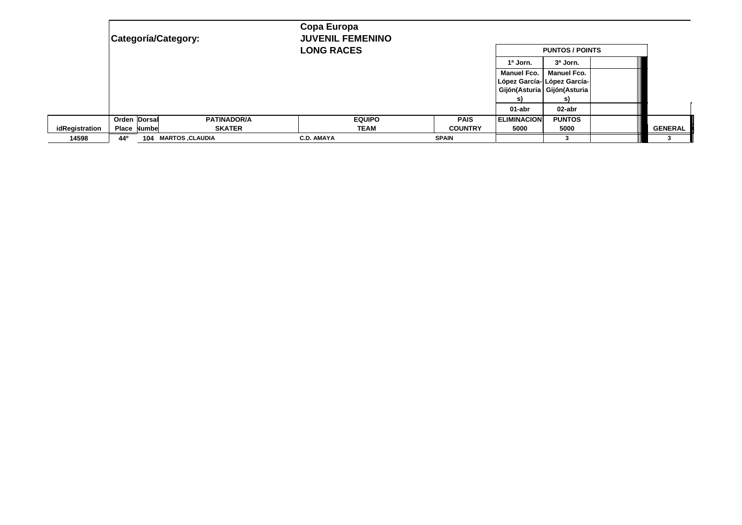**Categoría/Category:** Copa Europa
JUVENIL FEMENINO
LONG RACES

| | | | | | | PUNTOS / POINTS | | | |
|---|---|---|---|---|---|---|---|---|---|
| | | | | | | 1ª Jorn. | 3ª Jorn. | | |
| | | | | | | Manuel Fco. López García-Gijón(Asturias) | Manuel Fco. López García-Gijón(Asturias) | | |
| | | | | | | 01-abr | 02-abr | | |
| idRegistration | Orden Place | Dorsal Number | PATINADOR/A SKATER | EQUIPO TEAM | PAIS COUNTRY | ELIMINACION 5000 | PUNTOS 5000 | | GENERAL |
| 14598 | 44º | 104 | MARTOS ,CLAUDIA | C.D. AMAYA | SPAIN | | 3 | | 3 |